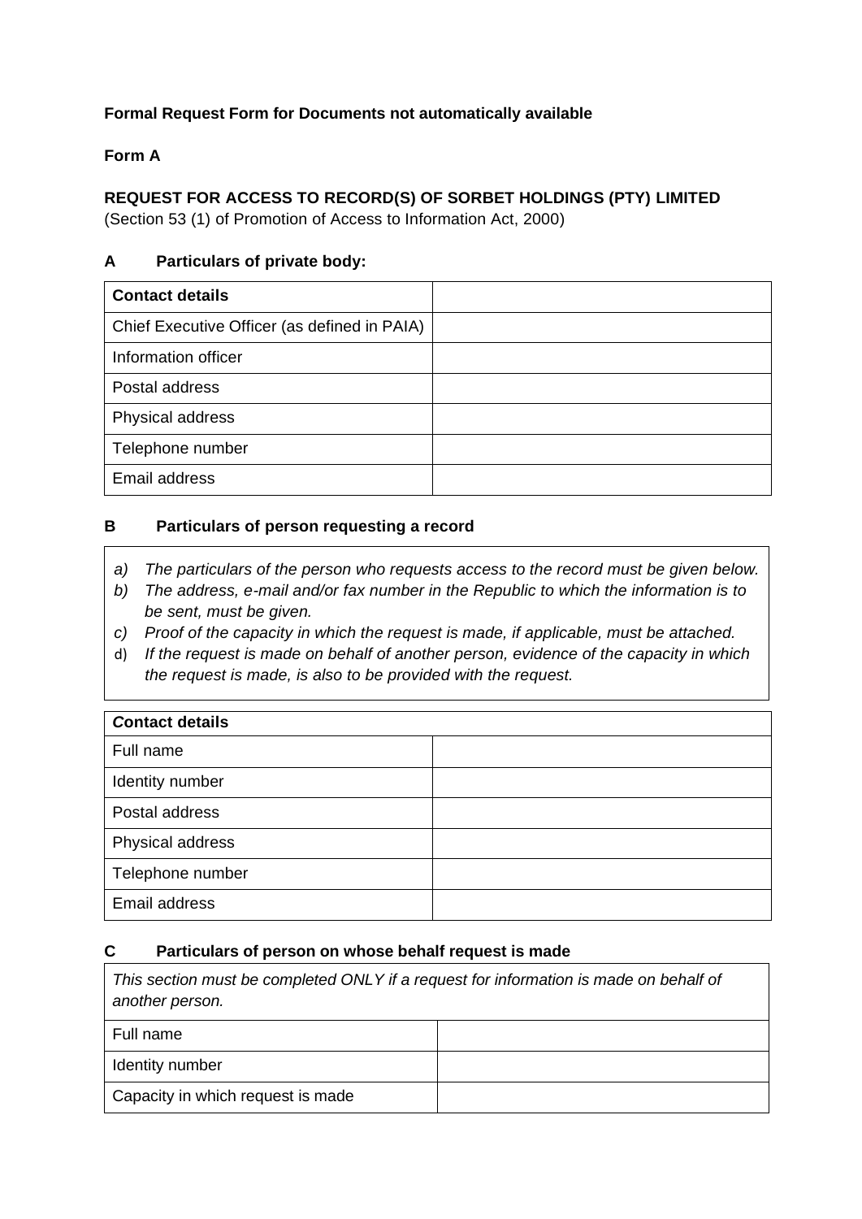**Formal Request Form for Documents not automatically available**

**Form A**

**REQUEST FOR ACCESS TO RECORD(S) OF SORBET HOLDINGS (PTY) LIMITED**
(Section 53 (1) of Promotion of Access to Information Act, 2000)

## A Particulars of private body:

| **Contact details** | |
|---|---|
| Chief Executive Officer (as defined in PAIA) | |
| Information officer | |
| Postal address | |
| Physical address | |
| Telephone number | |
| Email address | |

## B Particulars of person requesting a record

*a) The particulars of the person who requests access to the record must be given below.*
*b) The address, e-mail and/or fax number in the Republic to which the information is to be sent, must be given.*
*c) Proof of the capacity in which the request is made, if applicable, must be attached.*
d) *If the request is made on behalf of another person, evidence of the capacity in which the request is made, is also to be provided with the request.*

| ***C**ontact details* | |
|---|---|
| Full name | |
| Identity number | |
| Postal address | |
| Physical address | |
| Telephone number | |
| Email address | |

## C Particulars of person on whose behalf request is made

| *This section must be completed ONLY if a request for information is made on behalf of another person.* | |
|---|---|
| Full name | |
| Identity number | |
| Capacity in which request is made | |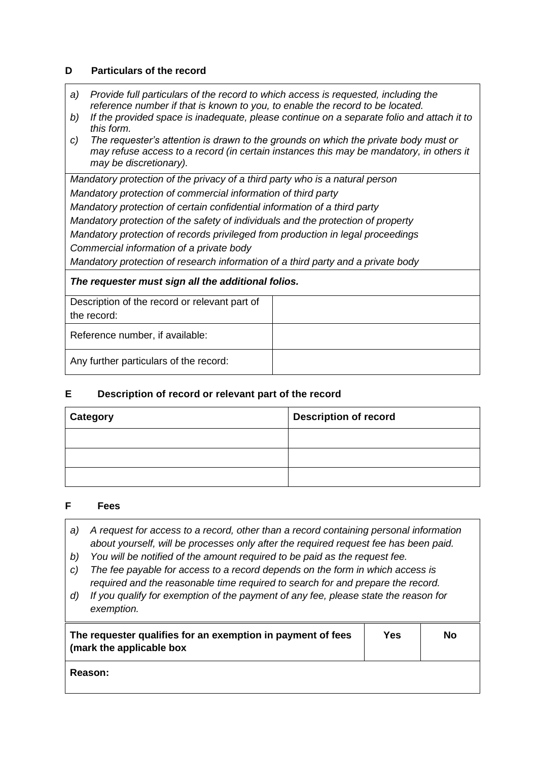## D Particulars of the record

*a) Provide full particulars of the record to which access is requested, including the reference number if that is known to you, to enable the record to be located.*
*b) If the provided space is inadequate, please continue on a separate folio and attach it to this form.*
*c) The requester's attention is drawn to the grounds on which the private body must or may refuse access to a record (in certain instances this may be mandatory, in others it may be discretionary).*

*Mandatory protection of the privacy of a third party who is a natural person*
*Mandatory protection of commercial information of third party*
*Mandatory protection of certain confidential information of a third party*
*Mandatory protection of the safety of individuals and the protection of property*
*Mandatory protection of records privileged from production in legal proceedings*
*Commercial information of a private body*
*Mandatory protection of research information of a third party and a private body*

***The requester must sign all the additional folios.***

| Description of the record or relevant part of the record: | |
|---|---|
| Reference number, if available: | |
| Any further particulars of the record: | |

## E Description of record or relevant part of the record

| Category | Description of record |
|---|---|
| | |
| | |
| | |

## F Fees

*a) A request for access to a record, other than a record containing personal information about yourself, will be processes only after the required request fee has been paid.*
*b) You will be notified of the amount required to be paid as the request fee.*
*c) The fee payable for access to a record depends on the form in which access is required and the reasonable time required to search for and prepare the record.*
*d) If you qualify for exemption of the payment of any fee, please state the reason for exemption.*

| The requester qualifies for an exemption in payment of fees (mark the applicable box | Yes | No |
|---|---|---|
| **Reason:** | | |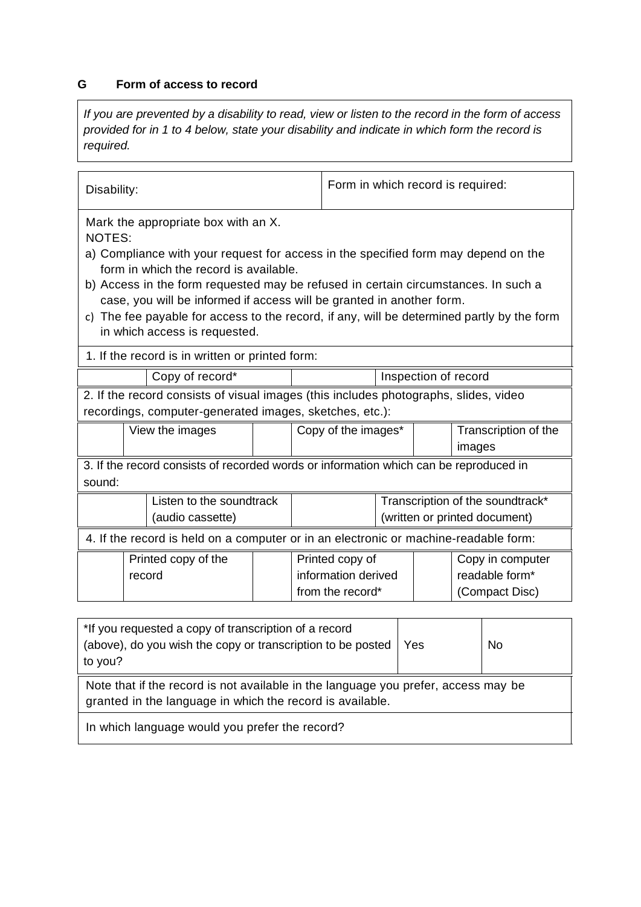## G Form of access to record

*If you are prevented by a disability to read, view or listen to the record in the form of access provided for in 1 to 4 below, state your disability and indicate in which form the record is required.*

| Disability: | Form in which record is required: |
|---|---|

Mark the appropriate box with an X.

NOTES:

a) Compliance with your request for access in the specified form may depend on the form in which the record is available.

b) Access in the form requested may be refused in certain circumstances. In such a case, you will be informed if access will be granted in another form.

c) The fee payable for access to the record, if any, will be determined partly by the form in which access is requested.

1. If the record is in written or printed form:

| | Copy of record* | | Inspection of record |
|---|---|---|---|

2. If the record consists of visual images (this includes photographs, slides, video recordings, computer-generated images, sketches, etc.):

| | View the images | | Copy of the images* | | Transcription of the images |
|---|---|---|---|---|---|

3. If the record consists of recorded words or information which can be reproduced in sound:

| | Listen to the soundtrack (audio cassette) | | Transcription of the soundtrack* (written or printed document) |
|---|---|---|---|

4. If the record is held on a computer or in an electronic or machine-readable form:

| | Printed copy of the record | | Printed copy of information derived from the record* | | Copy in computer readable form* (Compact Disc) |
|---|---|---|---|---|---|

| *If you requested a copy of transcription of a record (above), do you wish the copy or transcription to be posted to you? | Yes | No |
|---|---|---|

Note that if the record is not available in the language you prefer, access may be granted in the language in which the record is available.

In which language would you prefer the record?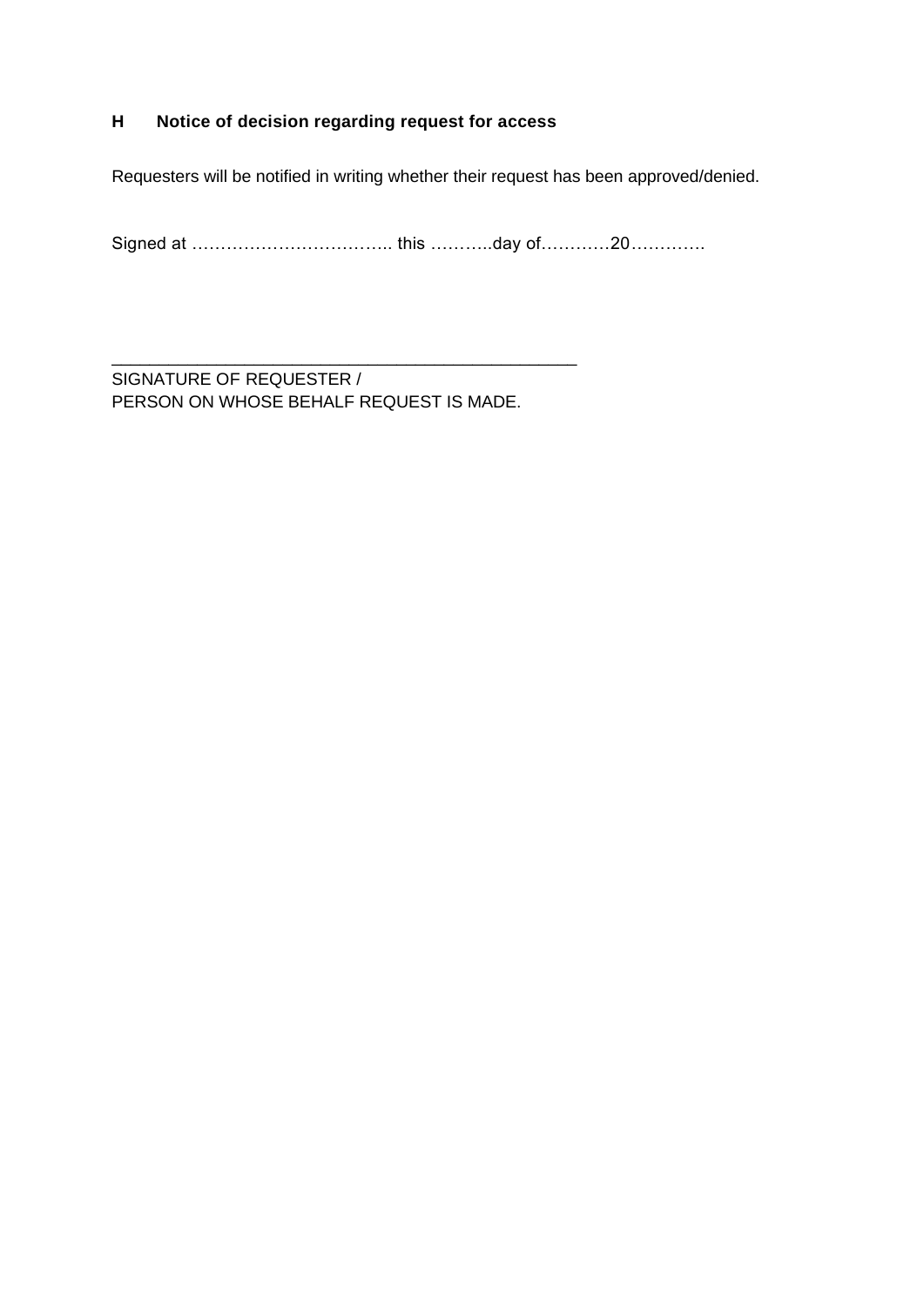### H Notice of decision regarding request for access

Requesters will be notified in writing whether their request has been approved/denied.

Signed at …………………………….. this ………..day of…………20………….

\_\_\_\_\_\_\_\_\_\_\_\_\_\_\_\_\_\_\_\_\_\_\_\_\_\_\_\_\_\_\_\_\_\_\_\_\_\_\_\_\_\_\_\_\_\_

SIGNATURE OF REQUESTER /
PERSON ON WHOSE BEHALF REQUEST IS MADE.